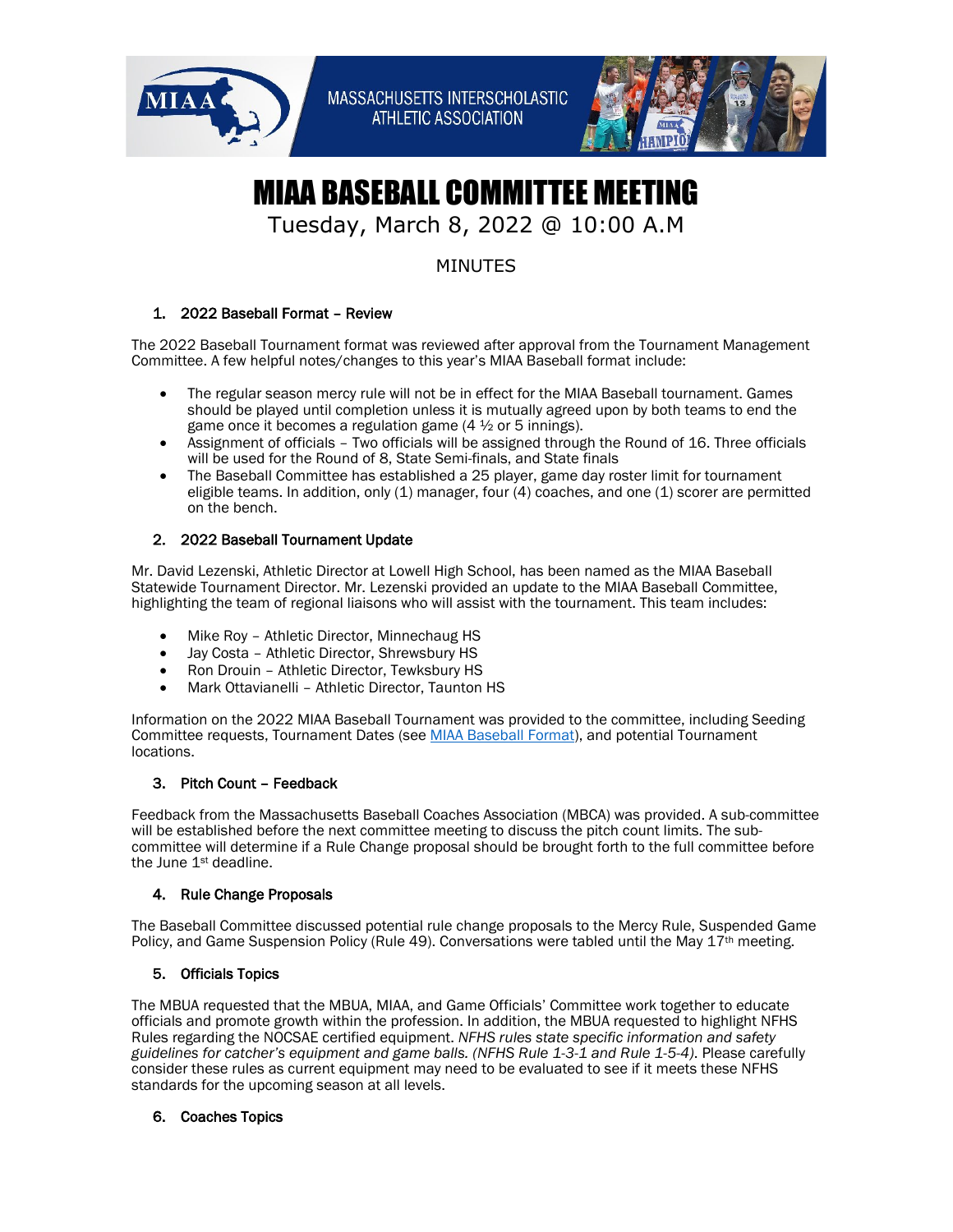MASSACHUSETTS INTERSCHOLASTIC ATHLETIC ASSOCIATION

# MIAA BASEBALL COMMITTEE MEETING

Tuesday, March 8, 2022 @ 10:00 A.M

MINUTES

## 1. 2022 Baseball Format – Review

The 2022 Baseball Tournament format was reviewed after approval from the Tournament Management Committee. A few helpful notes/changes to this year's MIAA Baseball format include:

- The regular season mercy rule will not be in effect for the MIAA Baseball tournament. Games should be played until completion unless it is mutually agreed upon by both teams to end the game once it becomes a regulation game (4 ½ or 5 innings).
- Assignment of officials – Two officials will be assigned through the Round of 16. Three officials will be used for the Round of 8, State Semi-finals, and State finals
- The Baseball Committee has established a 25 player, game day roster limit for tournament eligible teams. In addition, only (1) manager, four (4) coaches, and one (1) scorer are permitted on the bench.

## 2. 2022 Baseball Tournament Update

Mr. David Lezenski, Athletic Director at Lowell High School, has been named as the MIAA Baseball Statewide Tournament Director. Mr. Lezenski provided an update to the MIAA Baseball Committee, highlighting the team of regional liaisons who will assist with the tournament. This team includes:

- Mike Roy – Athletic Director, Minnechaug HS
- Jay Costa – Athletic Director, Shrewsbury HS
- Ron Drouin – Athletic Director, Tewksbury HS
- Mark Ottavianelli – Athletic Director, Taunton HS

Information on the 2022 MIAA Baseball Tournament was provided to the committee, including Seeding Committee requests, Tournament Dates (see MIAA Baseball Format), and potential Tournament locations.

## 3. Pitch Count – Feedback

Feedback from the Massachusetts Baseball Coaches Association (MBCA) was provided. A sub-committee will be established before the next committee meeting to discuss the pitch count limits. The sub-committee will determine if a Rule Change proposal should be brought forth to the full committee before the June 1st deadline.

## 4. Rule Change Proposals

The Baseball Committee discussed potential rule change proposals to the Mercy Rule, Suspended Game Policy, and Game Suspension Policy (Rule 49). Conversations were tabled until the May 17th meeting.

## 5. Officials Topics

The MBUA requested that the MBUA, MIAA, and Game Officials' Committee work together to educate officials and promote growth within the profession. In addition, the MBUA requested to highlight NFHS Rules regarding the NOCSAE certified equipment. *NFHS rules state specific information and safety guidelines for catcher's equipment and game balls. (NFHS Rule 1-3-1 and Rule 1-5-4).* Please carefully consider these rules as current equipment may need to be evaluated to see if it meets these NFHS standards for the upcoming season at all levels.

## 6. Coaches Topics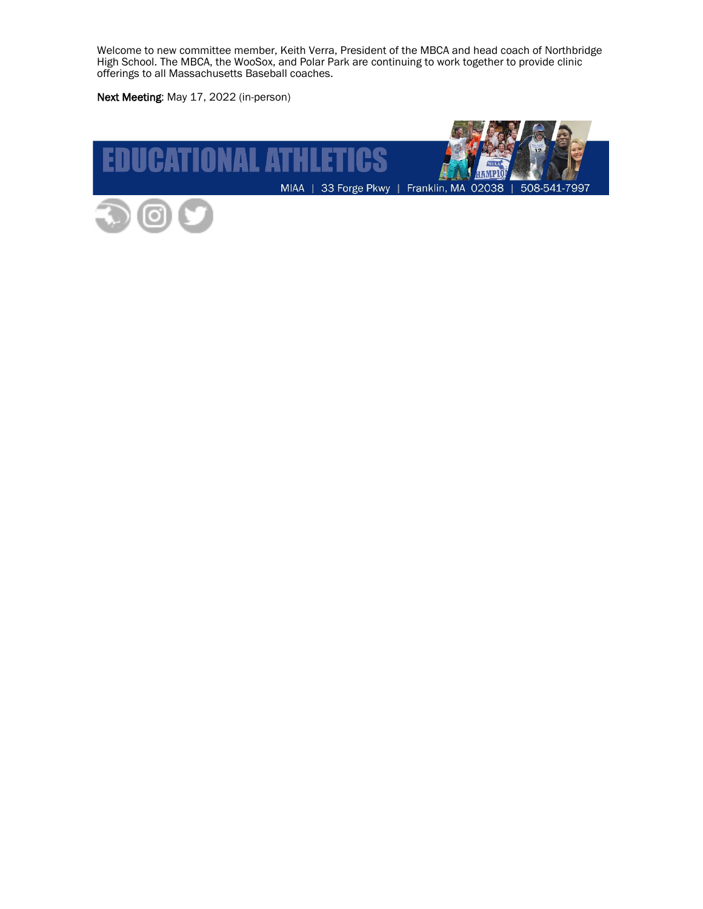Welcome to new committee member, Keith Verra, President of the MBCA and head coach of Northbridge High School. The MBCA, the WooSox, and Polar Park are continuing to work together to provide clinic offerings to all Massachusetts Baseball coaches.

**Next Meeting**: May 17, 2022 (in-person)

EDUCATIONAL ATHLETICS

MIAA | 33 Forge Pkwy | Franklin, MA 02038 | 508-541-7997